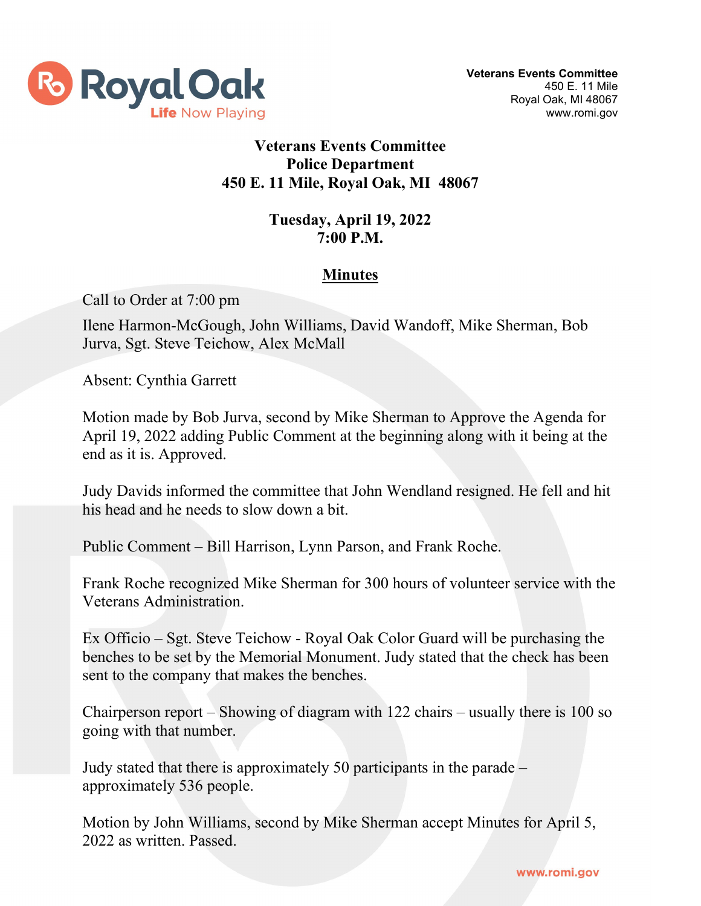Veterans Events Committee
450 E. 11 Mile
Royal Oak, MI 48067
www.romi.gov

# Veterans Events Committee
## Police Department
## 450 E. 11 Mile, Royal Oak, MI 48067

**Tuesday, April 19, 2022**
**7:00 P.M.**

## Minutes

Call to Order at 7:00 pm

Ilene Harmon-McGough, John Williams, David Wandoff, Mike Sherman, Bob Jurva, Sgt. Steve Teichow, Alex McMall

Absent: Cynthia Garrett

Motion made by Bob Jurva, second by Mike Sherman to Approve the Agenda for April 19, 2022 adding Public Comment at the beginning along with it being at the end as it is. Approved.

Judy Davids informed the committee that John Wendland resigned. He fell and hit his head and he needs to slow down a bit.

Public Comment – Bill Harrison, Lynn Parson, and Frank Roche.

Frank Roche recognized Mike Sherman for 300 hours of volunteer service with the Veterans Administration.

Ex Officio – Sgt. Steve Teichow - Royal Oak Color Guard will be purchasing the benches to be set by the Memorial Monument. Judy stated that the check has been sent to the company that makes the benches.

Chairperson report – Showing of diagram with 122 chairs – usually there is 100 so going with that number.

Judy stated that there is approximately 50 participants in the parade – approximately 536 people.

Motion by John Williams, second by Mike Sherman accept Minutes for April 5, 2022 as written. Passed.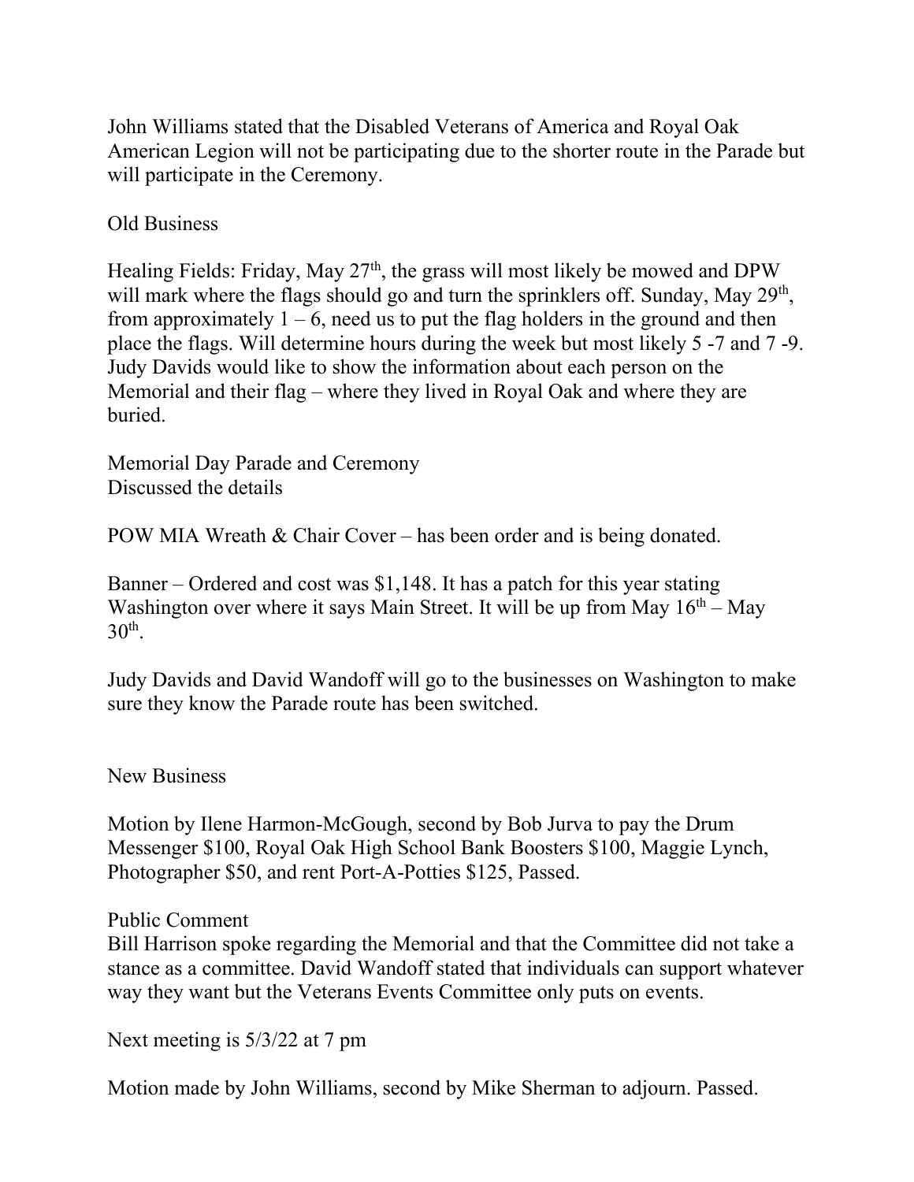John Williams stated that the Disabled Veterans of America and Royal Oak American Legion will not be participating due to the shorter route in the Parade but will participate in the Ceremony.

Old Business

Healing Fields: Friday, May 27th, the grass will most likely be mowed and DPW will mark where the flags should go and turn the sprinklers off. Sunday, May 29th, from approximately 1 – 6, need us to put the flag holders in the ground and then place the flags. Will determine hours during the week but most likely 5 -7 and 7 -9. Judy Davids would like to show the information about each person on the Memorial and their flag – where they lived in Royal Oak and where they are buried.

Memorial Day Parade and Ceremony
Discussed the details

POW MIA Wreath & Chair Cover – has been order and is being donated.

Banner – Ordered and cost was $1,148. It has a patch for this year stating Washington over where it says Main Street. It will be up from May 16th – May 30th.

Judy Davids and David Wandoff will go to the businesses on Washington to make sure they know the Parade route has been switched.

New Business

Motion by Ilene Harmon-McGough, second by Bob Jurva to pay the Drum Messenger $100, Royal Oak High School Bank Boosters $100, Maggie Lynch, Photographer $50, and rent Port-A-Potties $125, Passed.

Public Comment
Bill Harrison spoke regarding the Memorial and that the Committee did not take a stance as a committee. David Wandoff stated that individuals can support whatever way they want but the Veterans Events Committee only puts on events.

Next meeting is 5/3/22 at 7 pm

Motion made by John Williams, second by Mike Sherman to adjourn. Passed.